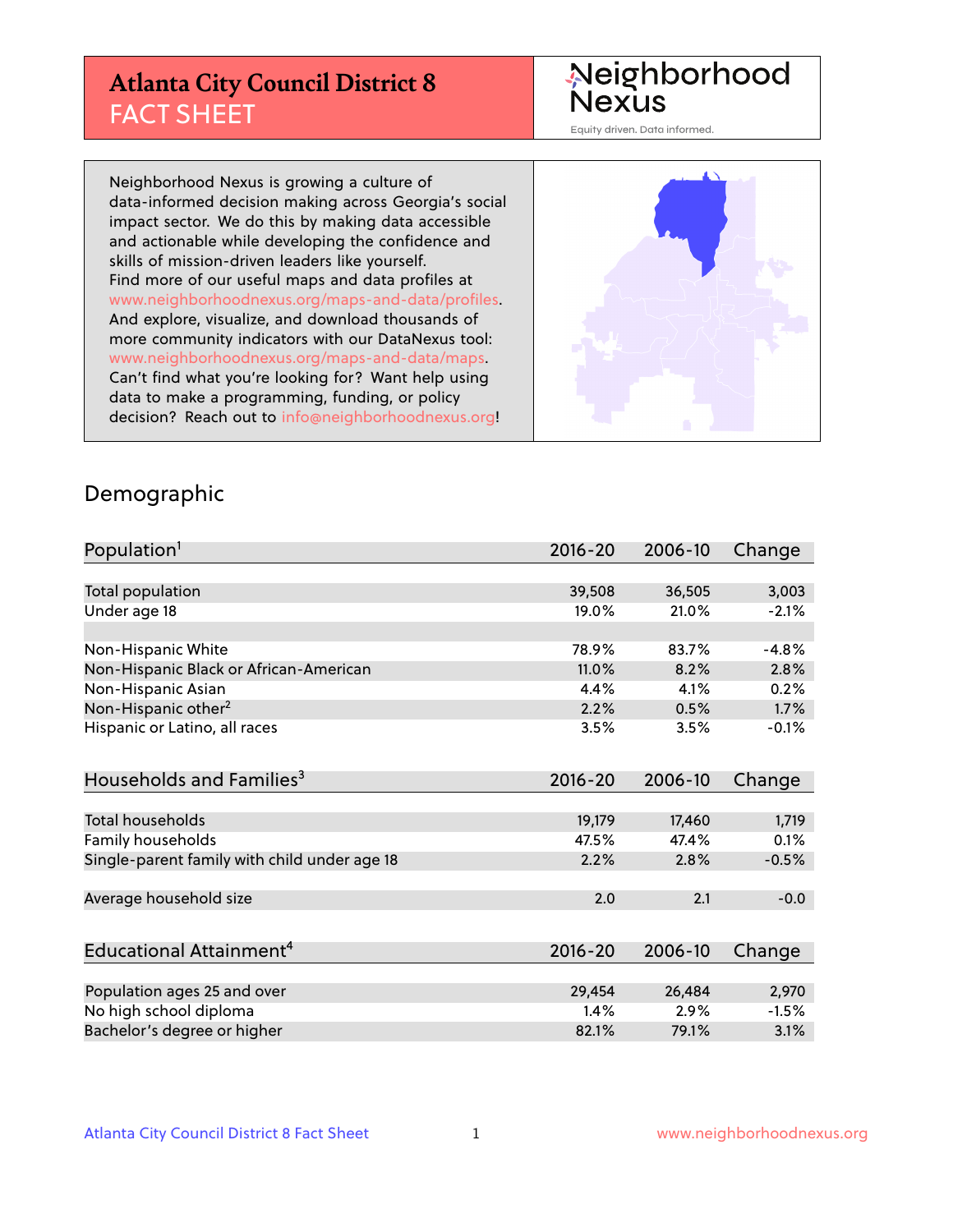# Atlanta City Council District 8
## FACT SHEET

Neighborhood Nexus
Equity driven. Data informed.

Neighborhood Nexus is growing a culture of data-informed decision making across Georgia's social impact sector. We do this by making data accessible and actionable while developing the confidence and skills of mission-driven leaders like yourself. Find more of our useful maps and data profiles at www.neighborhoodnexus.org/maps-and-data/profiles. And explore, visualize, and download thousands of more community indicators with our DataNexus tool: www.neighborhoodnexus.org/maps-and-data/maps. Can't find what you're looking for? Want help using data to make a programming, funding, or policy decision? Reach out to info@neighborhoodnexus.org!

## Demographic

| Population[1] | 2016-20 | 2006-10 | Change |
|---|---|---|---|
| Total population | 39,508 | 36,505 | 3,003 |
| Under age 18 | 19.0% | 21.0% | -2.1% |
| | | | |
| Non-Hispanic White | 78.9% | 83.7% | -4.8% |
| Non-Hispanic Black or African-American | 11.0% | 8.2% | 2.8% |
| Non-Hispanic Asian | 4.4% | 4.1% | 0.2% |
| Non-Hispanic other[2] | 2.2% | 0.5% | 1.7% |
| Hispanic or Latino, all races | 3.5% | 3.5% | -0.1% |

| Households and Families[3] | 2016-20 | 2006-10 | Change |
|---|---|---|---|
| Total households | 19,179 | 17,460 | 1,719 |
| Family households | 47.5% | 47.4% | 0.1% |
| Single-parent family with child under age 18 | 2.2% | 2.8% | -0.5% |
| | | | |
| Average household size | 2.0 | 2.1 | -0.0 |

| Educational Attainment[4] | 2016-20 | 2006-10 | Change |
|---|---|---|---|
| Population ages 25 and over | 29,454 | 26,484 | 2,970 |
| No high school diploma | 1.4% | 2.9% | -1.5% |
| Bachelor's degree or higher | 82.1% | 79.1% | 3.1% |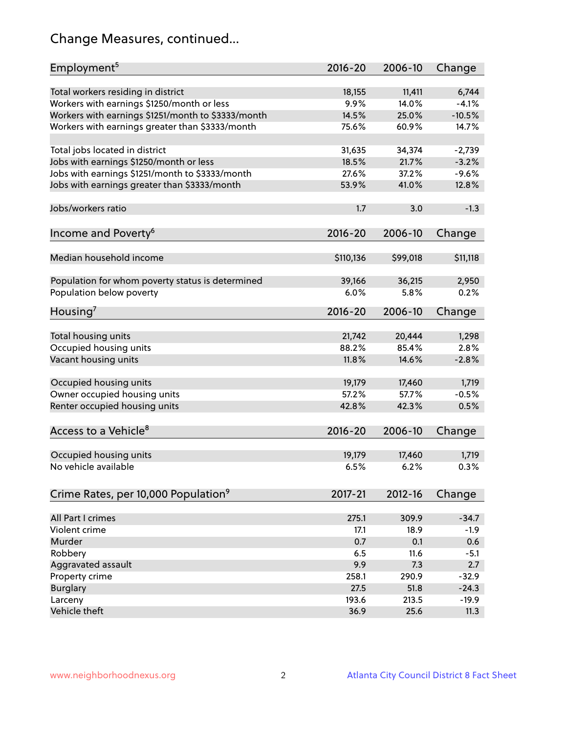# Change Measures, continued...

| Employment[5] | 2016-20 | 2006-10 | Change |
|---|---|---|---|
| Total workers residing in district | 18,155 | 11,411 | 6,744 |
| Workers with earnings $1250/month or less | 9.9% | 14.0% | -4.1% |
| Workers with earnings $1251/month to $3333/month | 14.5% | 25.0% | -10.5% |
| Workers with earnings greater than $3333/month | 75.6% | 60.9% | 14.7% |
| | | | |
| Total jobs located in district | 31,635 | 34,374 | -2,739 |
| Jobs with earnings $1250/month or less | 18.5% | 21.7% | -3.2% |
| Jobs with earnings $1251/month to $3333/month | 27.6% | 37.2% | -9.6% |
| Jobs with earnings greater than $3333/month | 53.9% | 41.0% | 12.8% |
| | | | |
| Jobs/workers ratio | 1.7 | 3.0 | -1.3 |

| Income and Poverty[6] | 2016-20 | 2006-10 | Change |
|---|---|---|---|
| Median household income | $110,136 | $99,018 | $11,118 |
| | | | |
| Population for whom poverty status is determined | 39,166 | 36,215 | 2,950 |
| Population below poverty | 6.0% | 5.8% | 0.2% |

| Housing[7] | 2016-20 | 2006-10 | Change |
|---|---|---|---|
| Total housing units | 21,742 | 20,444 | 1,298 |
| Occupied housing units | 88.2% | 85.4% | 2.8% |
| Vacant housing units | 11.8% | 14.6% | -2.8% |
| | | | |
| Occupied housing units | 19,179 | 17,460 | 1,719 |
| Owner occupied housing units | 57.2% | 57.7% | -0.5% |
| Renter occupied housing units | 42.8% | 42.3% | 0.5% |

| Access to a Vehicle[8] | 2016-20 | 2006-10 | Change |
|---|---|---|---|
| Occupied housing units | 19,179 | 17,460 | 1,719 |
| No vehicle available | 6.5% | 6.2% | 0.3% |

| Crime Rates, per 10,000 Population[9] | 2017-21 | 2012-16 | Change |
|---|---|---|---|
| All Part I crimes | 275.1 | 309.9 | -34.7 |
| Violent crime | 17.1 | 18.9 | -1.9 |
| Murder | 0.7 | 0.1 | 0.6 |
| Robbery | 6.5 | 11.6 | -5.1 |
| Aggravated assault | 9.9 | 7.3 | 2.7 |
| Property crime | 258.1 | 290.9 | -32.9 |
| Burglary | 27.5 | 51.8 | -24.3 |
| Larceny | 193.6 | 213.5 | -19.9 |
| Vehicle theft | 36.9 | 25.6 | 11.3 |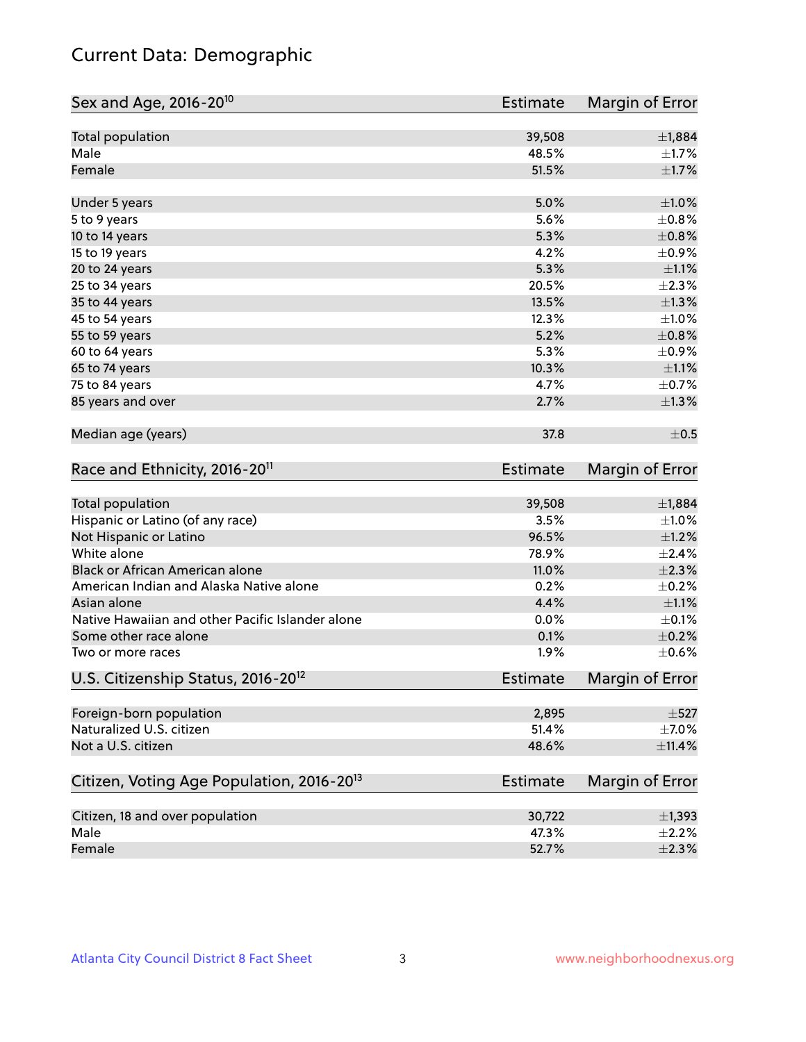# Current Data: Demographic

| Sex and Age, 2016-20[10] | Estimate | Margin of Error |
|---|---|---|
| Total population | 39,508 | ±1,884 |
| Male | 48.5% | ±1.7% |
| Female | 51.5% | ±1.7% |
| Under 5 years | 5.0% | ±1.0% |
| 5 to 9 years | 5.6% | ±0.8% |
| 10 to 14 years | 5.3% | ±0.8% |
| 15 to 19 years | 4.2% | ±0.9% |
| 20 to 24 years | 5.3% | ±1.1% |
| 25 to 34 years | 20.5% | ±2.3% |
| 35 to 44 years | 13.5% | ±1.3% |
| 45 to 54 years | 12.3% | ±1.0% |
| 55 to 59 years | 5.2% | ±0.8% |
| 60 to 64 years | 5.3% | ±0.9% |
| 65 to 74 years | 10.3% | ±1.1% |
| 75 to 84 years | 4.7% | ±0.7% |
| 85 years and over | 2.7% | ±1.3% |
| Median age (years) | 37.8 | ±0.5 |

| Race and Ethnicity, 2016-20[11] | Estimate | Margin of Error |
|---|---|---|
| Total population | 39,508 | ±1,884 |
| Hispanic or Latino (of any race) | 3.5% | ±1.0% |
| Not Hispanic or Latino | 96.5% | ±1.2% |
| White alone | 78.9% | ±2.4% |
| Black or African American alone | 11.0% | ±2.3% |
| American Indian and Alaska Native alone | 0.2% | ±0.2% |
| Asian alone | 4.4% | ±1.1% |
| Native Hawaiian and other Pacific Islander alone | 0.0% | ±0.1% |
| Some other race alone | 0.1% | ±0.2% |
| Two or more races | 1.9% | ±0.6% |

| U.S. Citizenship Status, 2016-20[12] | Estimate | Margin of Error |
|---|---|---|
| Foreign-born population | 2,895 | ±527 |
| Naturalized U.S. citizen | 51.4% | ±7.0% |
| Not a U.S. citizen | 48.6% | ±11.4% |

| Citizen, Voting Age Population, 2016-20[13] | Estimate | Margin of Error |
|---|---|---|
| Citizen, 18 and over population | 30,722 | ±1,393 |
| Male | 47.3% | ±2.2% |
| Female | 52.7% | ±2.3% |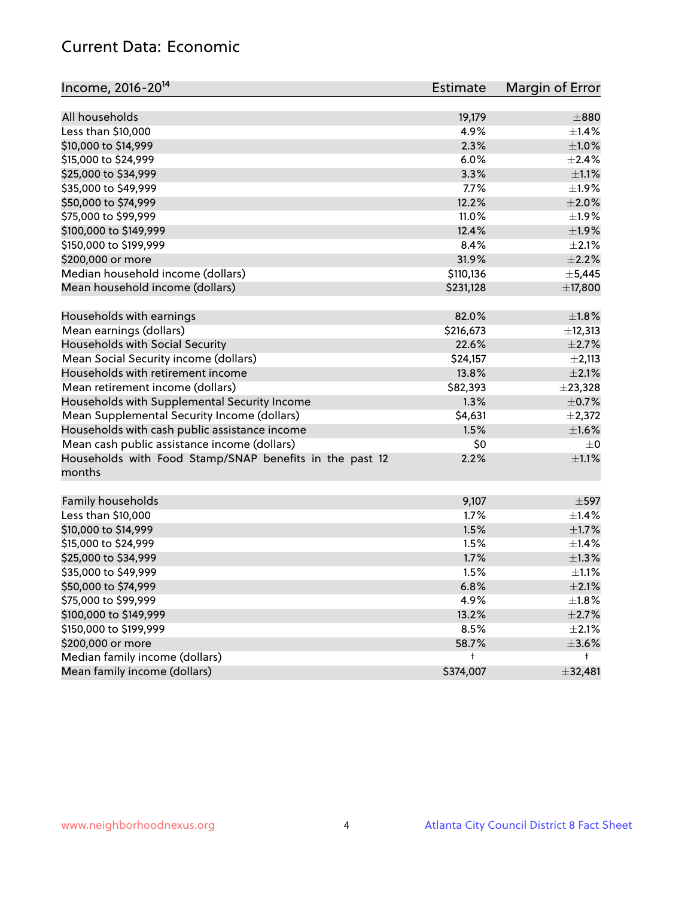## Current Data: Economic

| Income, 2016-20[14] | Estimate | Margin of Error |
|---|---|---|
| All households | 19,179 | ±880 |
| Less than $10,000 | 4.9% | ±1.4% |
| $10,000 to $14,999 | 2.3% | ±1.0% |
| $15,000 to $24,999 | 6.0% | ±2.4% |
| $25,000 to $34,999 | 3.3% | ±1.1% |
| $35,000 to $49,999 | 7.7% | ±1.9% |
| $50,000 to $74,999 | 12.2% | ±2.0% |
| $75,000 to $99,999 | 11.0% | ±1.9% |
| $100,000 to $149,999 | 12.4% | ±1.9% |
| $150,000 to $199,999 | 8.4% | ±2.1% |
| $200,000 or more | 31.9% | ±2.2% |
| Median household income (dollars) | $110,136 | ±5,445 |
| Mean household income (dollars) | $231,128 | ±17,800 |
| | | |
| Households with earnings | 82.0% | ±1.8% |
| Mean earnings (dollars) | $216,673 | ±12,313 |
| Households with Social Security | 22.6% | ±2.7% |
| Mean Social Security income (dollars) | $24,157 | ±2,113 |
| Households with retirement income | 13.8% | ±2.1% |
| Mean retirement income (dollars) | $82,393 | ±23,328 |
| Households with Supplemental Security Income | 1.3% | ±0.7% |
| Mean Supplemental Security Income (dollars) | $4,631 | ±2,372 |
| Households with cash public assistance income | 1.5% | ±1.6% |
| Mean cash public assistance income (dollars) | $0 | ±0 |
| Households with Food Stamp/SNAP benefits in the past 12 months | 2.2% | ±1.1% |
| | | |
| Family households | 9,107 | ±597 |
| Less than $10,000 | 1.7% | ±1.4% |
| $10,000 to $14,999 | 1.5% | ±1.7% |
| $15,000 to $24,999 | 1.5% | ±1.4% |
| $25,000 to $34,999 | 1.7% | ±1.3% |
| $35,000 to $49,999 | 1.5% | ±1.1% |
| $50,000 to $74,999 | 6.8% | ±2.1% |
| $75,000 to $99,999 | 4.9% | ±1.8% |
| $100,000 to $149,999 | 13.2% | ±2.7% |
| $150,000 to $199,999 | 8.5% | ±2.1% |
| $200,000 or more | 58.7% | ±3.6% |
| Median family income (dollars) | † | † |
| Mean family income (dollars) | $374,007 | ±32,481 |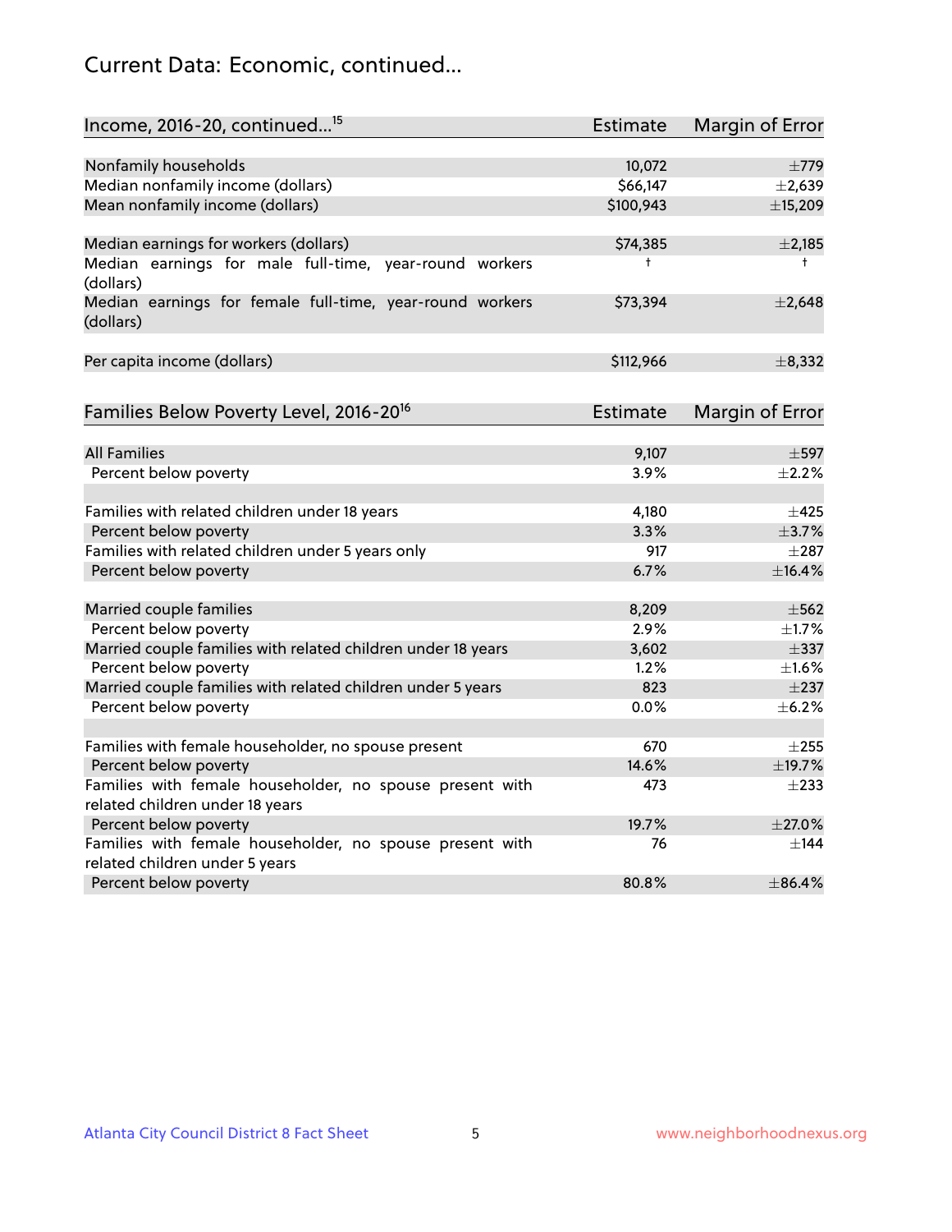## Current Data: Economic, continued...

| Income, 2016-20, continued...[15] | Estimate | Margin of Error |
|---|---|---|
| Nonfamily households | 10,072 | ±779 |
| Median nonfamily income (dollars) | $66,147 | ±2,639 |
| Mean nonfamily income (dollars) | $100,943 | ±15,209 |
| Median earnings for workers (dollars) | $74,385 | ±2,185 |
| Median earnings for male full-time, year-round workers (dollars) | † | † |
| Median earnings for female full-time, year-round workers (dollars) | $73,394 | ±2,648 |
| Per capita income (dollars) | $112,966 | ±8,332 |

| Families Below Poverty Level, 2016-20[16] | Estimate | Margin of Error |
|---|---|---|
| All Families | 9,107 | ±597 |
| Percent below poverty | 3.9% | ±2.2% |
| Families with related children under 18 years | 4,180 | ±425 |
| Percent below poverty | 3.3% | ±3.7% |
| Families with related children under 5 years only | 917 | ±287 |
| Percent below poverty | 6.7% | ±16.4% |
| Married couple families | 8,209 | ±562 |
| Percent below poverty | 2.9% | ±1.7% |
| Married couple families with related children under 18 years | 3,602 | ±337 |
| Percent below poverty | 1.2% | ±1.6% |
| Married couple families with related children under 5 years | 823 | ±237 |
| Percent below poverty | 0.0% | ±6.2% |
| Families with female householder, no spouse present | 670 | ±255 |
| Percent below poverty | 14.6% | ±19.7% |
| Families with female householder, no spouse present with related children under 18 years | 473 | ±233 |
| Percent below poverty | 19.7% | ±27.0% |
| Families with female householder, no spouse present with related children under 5 years | 76 | ±144 |
| Percent below poverty | 80.8% | ±86.4% |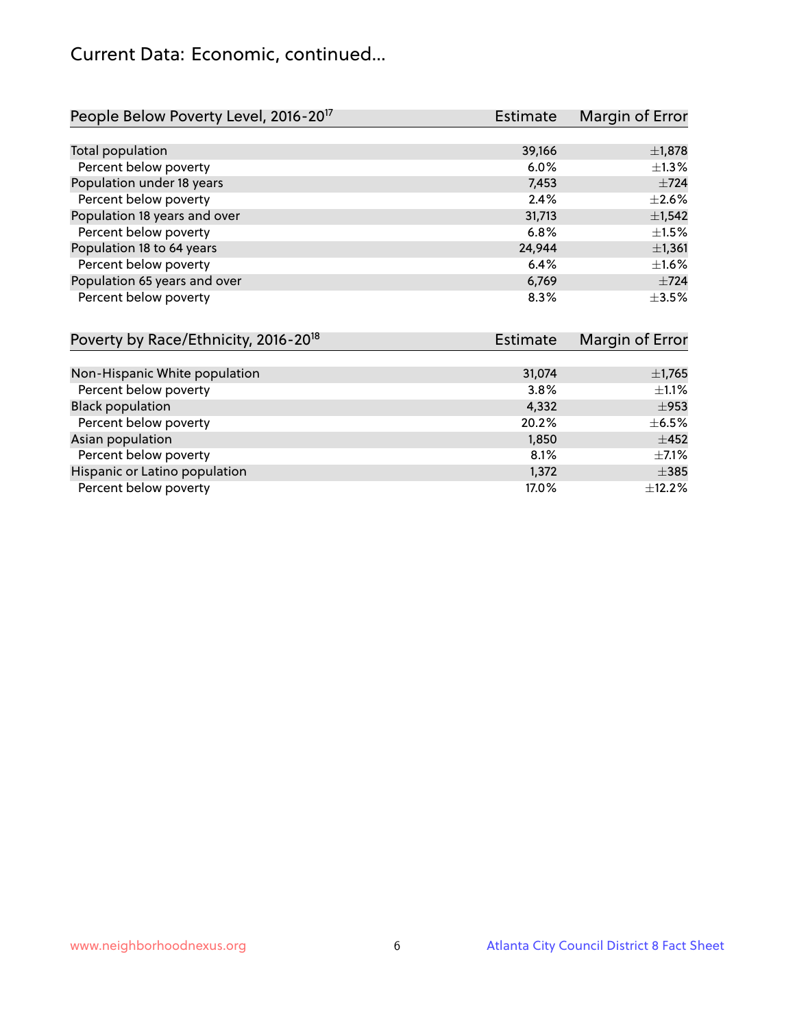# Current Data: Economic, continued...

| People Below Poverty Level, 2016-20[17] | Estimate | Margin of Error |
|---|---|---|
| Total population | 39,166 | ±1,878 |
| Percent below poverty | 6.0% | ±1.3% |
| Population under 18 years | 7,453 | ±724 |
| Percent below poverty | 2.4% | ±2.6% |
| Population 18 years and over | 31,713 | ±1,542 |
| Percent below poverty | 6.8% | ±1.5% |
| Population 18 to 64 years | 24,944 | ±1,361 |
| Percent below poverty | 6.4% | ±1.6% |
| Population 65 years and over | 6,769 | ±724 |
| Percent below poverty | 8.3% | ±3.5% |

| Poverty by Race/Ethnicity, 2016-20[18] | Estimate | Margin of Error |
|---|---|---|
| Non-Hispanic White population | 31,074 | ±1,765 |
| Percent below poverty | 3.8% | ±1.1% |
| Black population | 4,332 | ±953 |
| Percent below poverty | 20.2% | ±6.5% |
| Asian population | 1,850 | ±452 |
| Percent below poverty | 8.1% | ±7.1% |
| Hispanic or Latino population | 1,372 | ±385 |
| Percent below poverty | 17.0% | ±12.2% |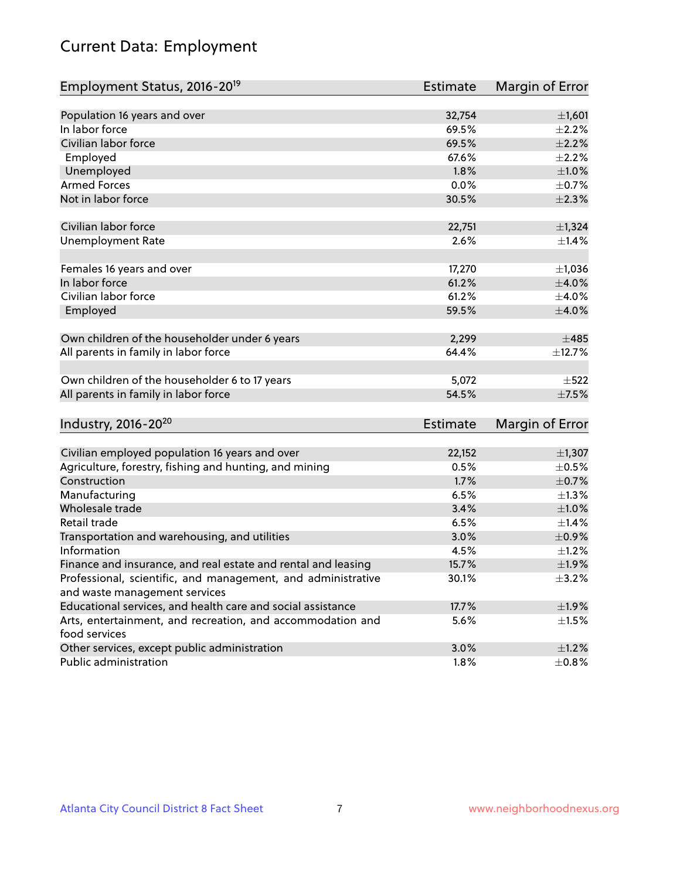# Current Data: Employment

| Employment Status, 2016-20[19] | Estimate | Margin of Error |
|---|---|---|
| Population 16 years and over | 32,754 | ±1,601 |
| In labor force | 69.5% | ±2.2% |
| Civilian labor force | 69.5% | ±2.2% |
| Employed | 67.6% | ±2.2% |
| Unemployed | 1.8% | ±1.0% |
| Armed Forces | 0.0% | ±0.7% |
| Not in labor force | 30.5% | ±2.3% |
| | | |
| Civilian labor force | 22,751 | ±1,324 |
| Unemployment Rate | 2.6% | ±1.4% |
| | | |
| Females 16 years and over | 17,270 | ±1,036 |
| In labor force | 61.2% | ±4.0% |
| Civilian labor force | 61.2% | ±4.0% |
| Employed | 59.5% | ±4.0% |
| | | |
| Own children of the householder under 6 years | 2,299 | ±485 |
| All parents in family in labor force | 64.4% | ±12.7% |
| | | |
| Own children of the householder 6 to 17 years | 5,072 | ±522 |
| All parents in family in labor force | 54.5% | ±7.5% |

| Industry, 2016-20[20] | Estimate | Margin of Error |
|---|---|---|
| Civilian employed population 16 years and over | 22,152 | ±1,307 |
| Agriculture, forestry, fishing and hunting, and mining | 0.5% | ±0.5% |
| Construction | 1.7% | ±0.7% |
| Manufacturing | 6.5% | ±1.3% |
| Wholesale trade | 3.4% | ±1.0% |
| Retail trade | 6.5% | ±1.4% |
| Transportation and warehousing, and utilities | 3.0% | ±0.9% |
| Information | 4.5% | ±1.2% |
| Finance and insurance, and real estate and rental and leasing | 15.7% | ±1.9% |
| Professional, scientific, and management, and administrative and waste management services | 30.1% | ±3.2% |
| Educational services, and health care and social assistance | 17.7% | ±1.9% |
| Arts, entertainment, and recreation, and accommodation and food services | 5.6% | ±1.5% |
| Other services, except public administration | 3.0% | ±1.2% |
| Public administration | 1.8% | ±0.8% |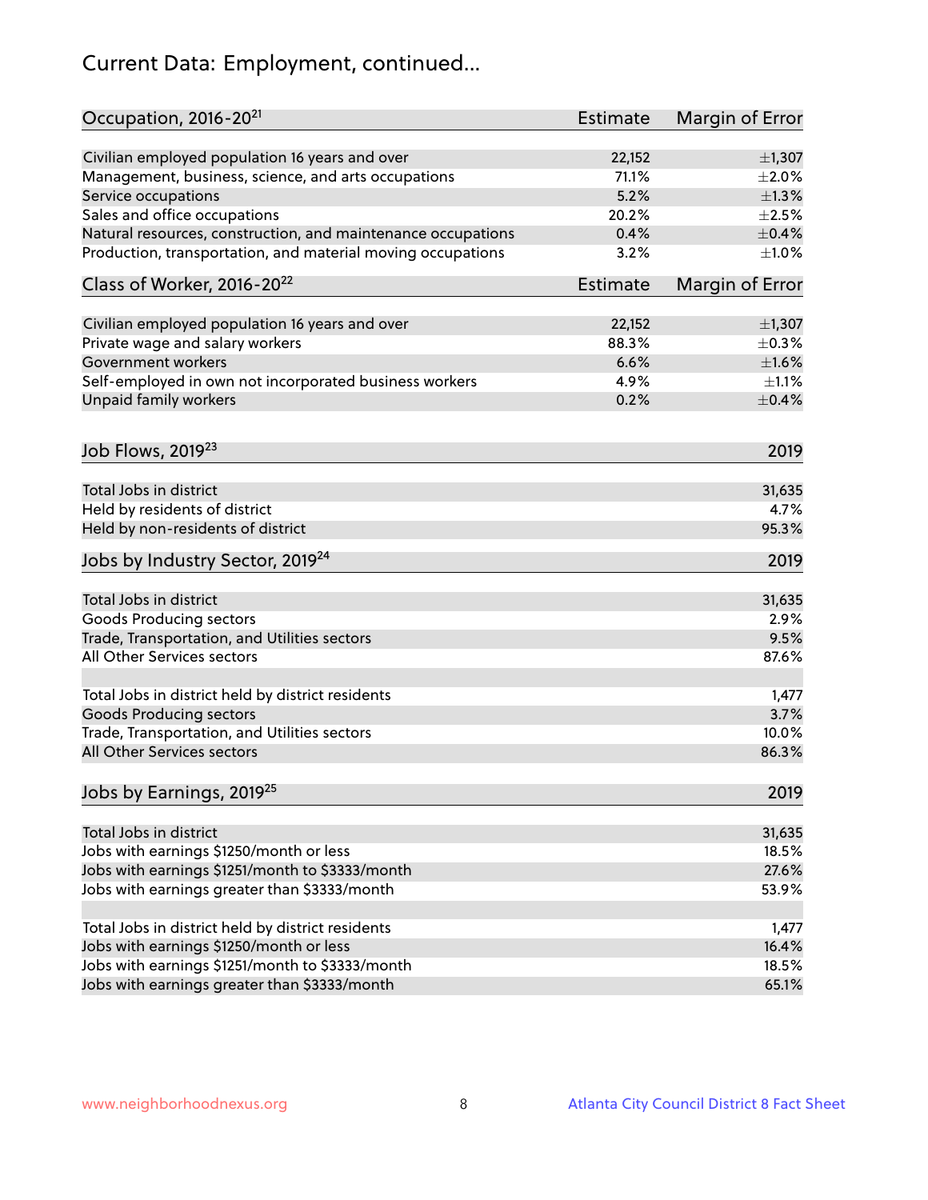# Current Data: Employment, continued...

| Occupation, 2016-20[21] | Estimate | Margin of Error |
|---|---|---|
| Civilian employed population 16 years and over | 22,152 | ±1,307 |
| Management, business, science, and arts occupations | 71.1% | ±2.0% |
| Service occupations | 5.2% | ±1.3% |
| Sales and office occupations | 20.2% | ±2.5% |
| Natural resources, construction, and maintenance occupations | 0.4% | ±0.4% |
| Production, transportation, and material moving occupations | 3.2% | ±1.0% |

| Class of Worker, 2016-20[22] | Estimate | Margin of Error |
|---|---|---|
| Civilian employed population 16 years and over | 22,152 | ±1,307 |
| Private wage and salary workers | 88.3% | ±0.3% |
| Government workers | 6.6% | ±1.6% |
| Self-employed in own not incorporated business workers | 4.9% | ±1.1% |
| Unpaid family workers | 0.2% | ±0.4% |

| Job Flows, 2019[23] | 2019 |
|---|---|
| Total Jobs in district | 31,635 |
| Held by residents of district | 4.7% |
| Held by non-residents of district | 95.3% |

| Jobs by Industry Sector, 2019[24] | 2019 |
|---|---|
| Total Jobs in district | 31,635 |
| Goods Producing sectors | 2.9% |
| Trade, Transportation, and Utilities sectors | 9.5% |
| All Other Services sectors | 87.6% |
| | |
| Total Jobs in district held by district residents | 1,477 |
| Goods Producing sectors | 3.7% |
| Trade, Transportation, and Utilities sectors | 10.0% |
| All Other Services sectors | 86.3% |

| Jobs by Earnings, 2019[25] | 2019 |
|---|---|
| Total Jobs in district | 31,635 |
| Jobs with earnings $1250/month or less | 18.5% |
| Jobs with earnings $1251/month to $3333/month | 27.6% |
| Jobs with earnings greater than $3333/month | 53.9% |
| | |
| Total Jobs in district held by district residents | 1,477 |
| Jobs with earnings $1250/month or less | 16.4% |
| Jobs with earnings $1251/month to $3333/month | 18.5% |
| Jobs with earnings greater than $3333/month | 65.1% |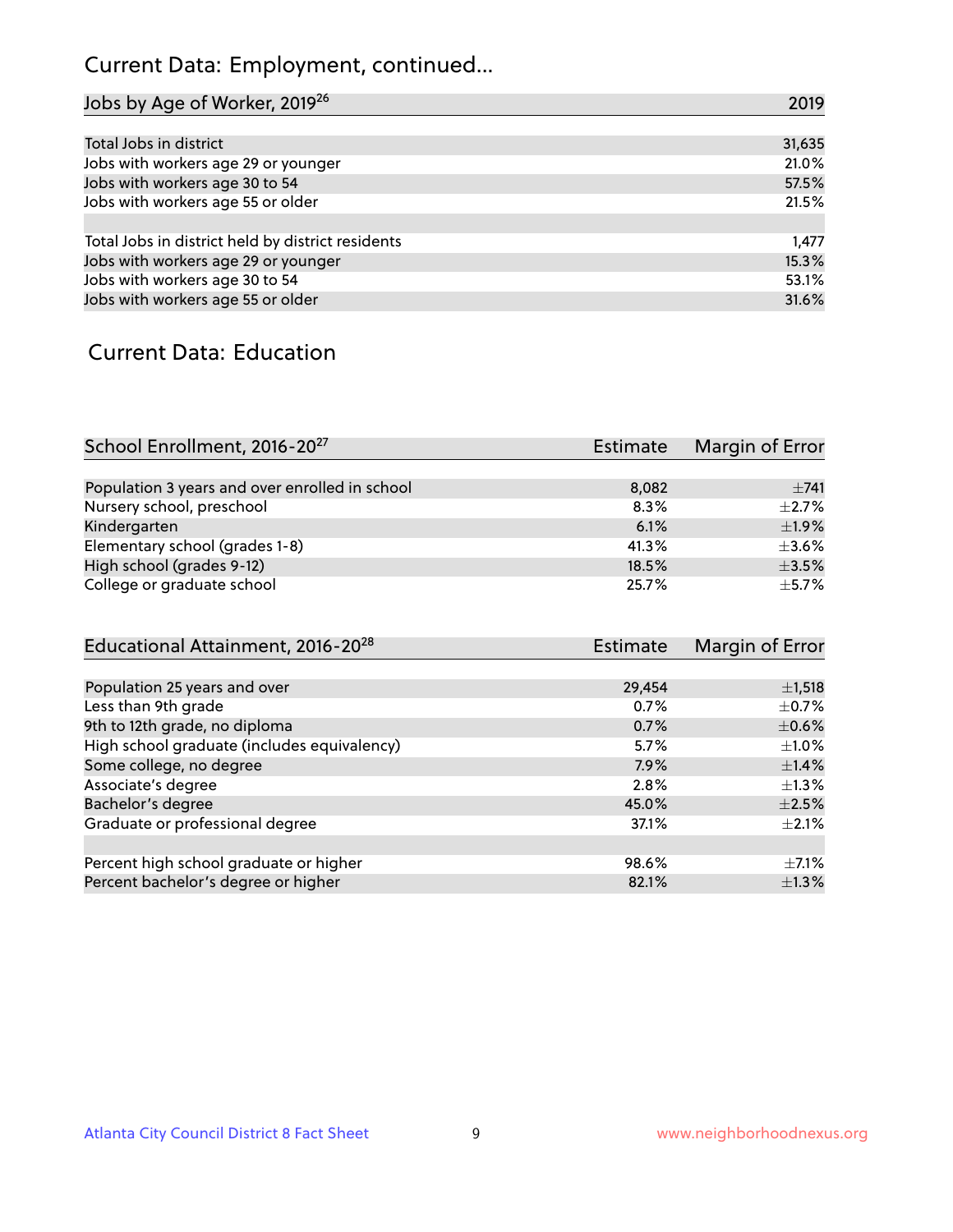## Current Data: Employment, continued...

| Jobs by Age of Worker, 2019[26] | 2019 |
| --- | --- |
| Total Jobs in district | 31,635 |
| Jobs with workers age 29 or younger | 21.0% |
| Jobs with workers age 30 to 54 | 57.5% |
| Jobs with workers age 55 or older | 21.5% |
| | |
| Total Jobs in district held by district residents | 1,477 |
| Jobs with workers age 29 or younger | 15.3% |
| Jobs with workers age 30 to 54 | 53.1% |
| Jobs with workers age 55 or older | 31.6% |

## Current Data: Education

| School Enrollment, 2016-20[27] | Estimate | Margin of Error |
| --- | --- | --- |
| Population 3 years and over enrolled in school | 8,082 | ±741 |
| Nursery school, preschool | 8.3% | ±2.7% |
| Kindergarten | 6.1% | ±1.9% |
| Elementary school (grades 1-8) | 41.3% | ±3.6% |
| High school (grades 9-12) | 18.5% | ±3.5% |
| College or graduate school | 25.7% | ±5.7% |

| Educational Attainment, 2016-20[28] | Estimate | Margin of Error |
| --- | --- | --- |
| Population 25 years and over | 29,454 | ±1,518 |
| Less than 9th grade | 0.7% | ±0.7% |
| 9th to 12th grade, no diploma | 0.7% | ±0.6% |
| High school graduate (includes equivalency) | 5.7% | ±1.0% |
| Some college, no degree | 7.9% | ±1.4% |
| Associate's degree | 2.8% | ±1.3% |
| Bachelor's degree | 45.0% | ±2.5% |
| Graduate or professional degree | 37.1% | ±2.1% |
| | | |
| Percent high school graduate or higher | 98.6% | ±7.1% |
| Percent bachelor's degree or higher | 82.1% | ±1.3% |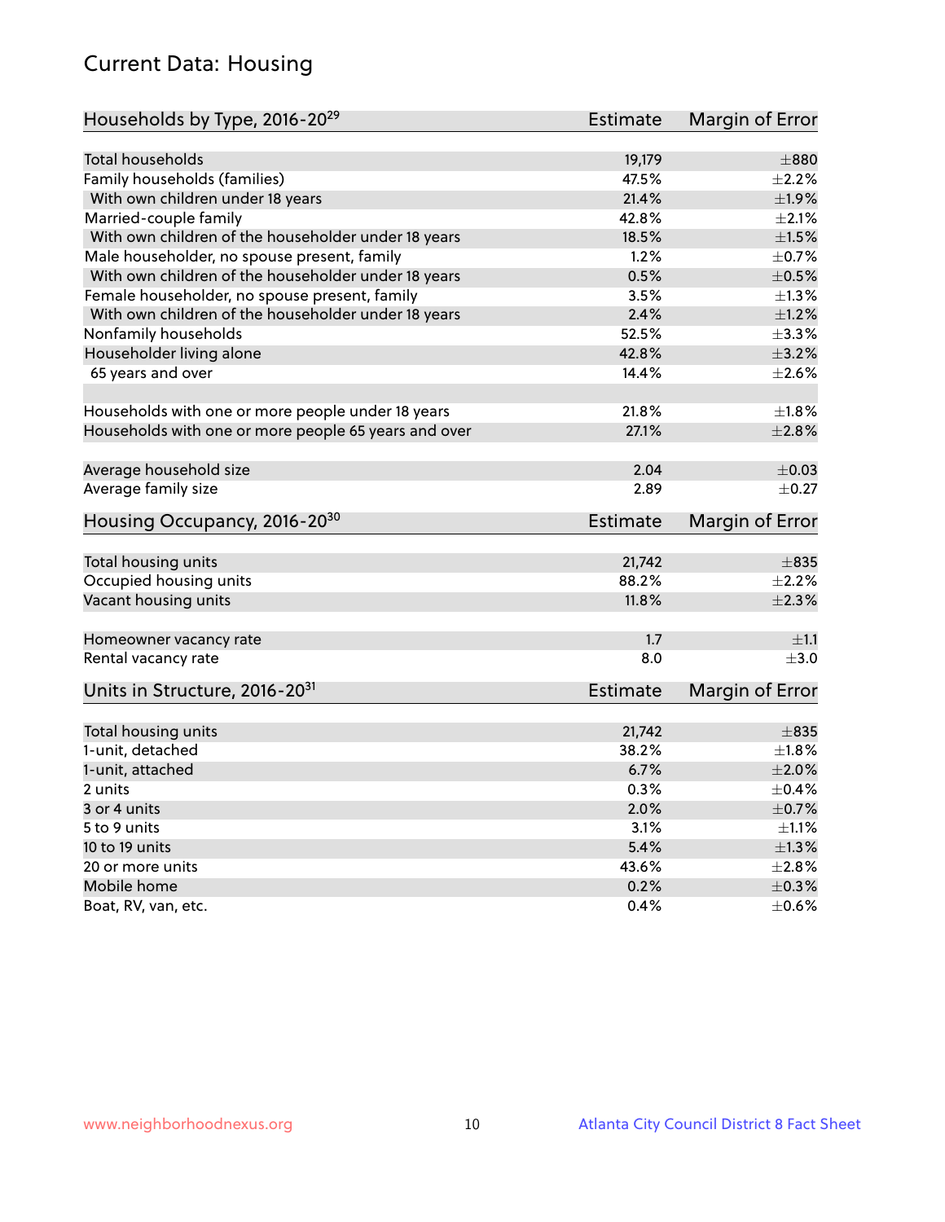## Current Data: Housing

| Households by Type, 2016-20[29] | Estimate | Margin of Error |
|---|---|---|
| Total households | 19,179 | ±880 |
| Family households (families) | 47.5% | ±2.2% |
| With own children under 18 years | 21.4% | ±1.9% |
| Married-couple family | 42.8% | ±2.1% |
| With own children of the householder under 18 years | 18.5% | ±1.5% |
| Male householder, no spouse present, family | 1.2% | ±0.7% |
| With own children of the householder under 18 years | 0.5% | ±0.5% |
| Female householder, no spouse present, family | 3.5% | ±1.3% |
| With own children of the householder under 18 years | 2.4% | ±1.2% |
| Nonfamily households | 52.5% | ±3.3% |
| Householder living alone | 42.8% | ±3.2% |
| 65 years and over | 14.4% | ±2.6% |
| Households with one or more people under 18 years | 21.8% | ±1.8% |
| Households with one or more people 65 years and over | 27.1% | ±2.8% |
| Average household size | 2.04 | ±0.03 |
| Average family size | 2.89 | ±0.27 |

| Housing Occupancy, 2016-20[30] | Estimate | Margin of Error |
|---|---|---|
| Total housing units | 21,742 | ±835 |
| Occupied housing units | 88.2% | ±2.2% |
| Vacant housing units | 11.8% | ±2.3% |
| Homeowner vacancy rate | 1.7 | ±1.1 |
| Rental vacancy rate | 8.0 | ±3.0 |

| Units in Structure, 2016-20[31] | Estimate | Margin of Error |
|---|---|---|
| Total housing units | 21,742 | ±835 |
| 1-unit, detached | 38.2% | ±1.8% |
| 1-unit, attached | 6.7% | ±2.0% |
| 2 units | 0.3% | ±0.4% |
| 3 or 4 units | 2.0% | ±0.7% |
| 5 to 9 units | 3.1% | ±1.1% |
| 10 to 19 units | 5.4% | ±1.3% |
| 20 or more units | 43.6% | ±2.8% |
| Mobile home | 0.2% | ±0.3% |
| Boat, RV, van, etc. | 0.4% | ±0.6% |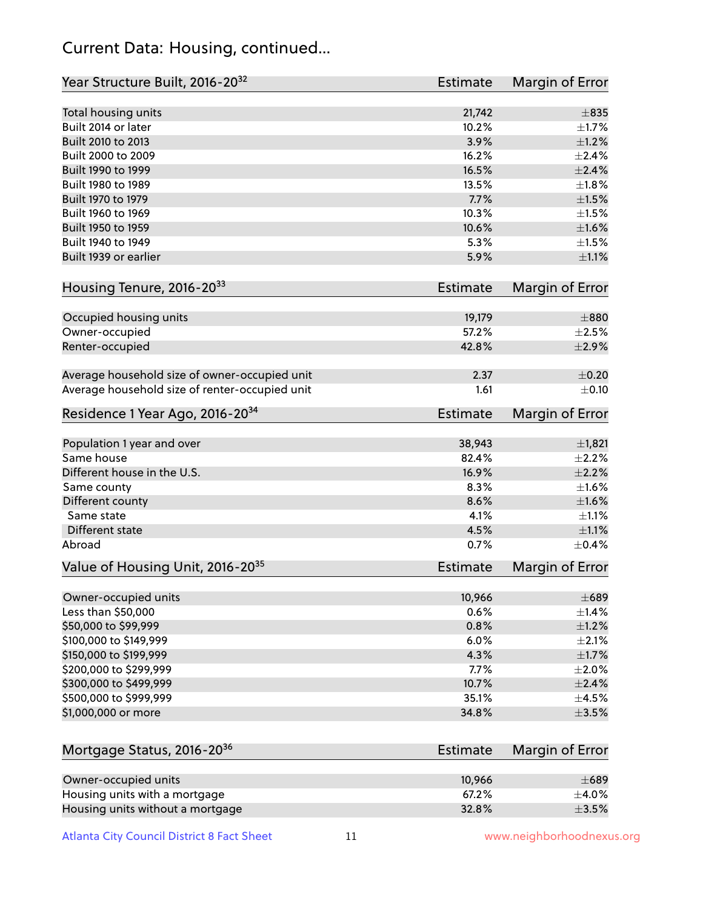## Current Data: Housing, continued...

| Year Structure Built, 2016-20[32] | Estimate | Margin of Error |
|---|---|---|
| Total housing units | 21,742 | ±835 |
| Built 2014 or later | 10.2% | ±1.7% |
| Built 2010 to 2013 | 3.9% | ±1.2% |
| Built 2000 to 2009 | 16.2% | ±2.4% |
| Built 1990 to 1999 | 16.5% | ±2.4% |
| Built 1980 to 1989 | 13.5% | ±1.8% |
| Built 1970 to 1979 | 7.7% | ±1.5% |
| Built 1960 to 1969 | 10.3% | ±1.5% |
| Built 1950 to 1959 | 10.6% | ±1.6% |
| Built 1940 to 1949 | 5.3% | ±1.5% |
| Built 1939 or earlier | 5.9% | ±1.1% |

| Housing Tenure, 2016-20[33] | Estimate | Margin of Error |
|---|---|---|
| Occupied housing units | 19,179 | ±880 |
| Owner-occupied | 57.2% | ±2.5% |
| Renter-occupied | 42.8% | ±2.9% |
| Average household size of owner-occupied unit | 2.37 | ±0.20 |
| Average household size of renter-occupied unit | 1.61 | ±0.10 |

| Residence 1 Year Ago, 2016-20[34] | Estimate | Margin of Error |
|---|---|---|
| Population 1 year and over | 38,943 | ±1,821 |
| Same house | 82.4% | ±2.2% |
| Different house in the U.S. | 16.9% | ±2.2% |
| Same county | 8.3% | ±1.6% |
| Different county | 8.6% | ±1.6% |
| Same state | 4.1% | ±1.1% |
| Different state | 4.5% | ±1.1% |
| Abroad | 0.7% | ±0.4% |

| Value of Housing Unit, 2016-20[35] | Estimate | Margin of Error |
|---|---|---|
| Owner-occupied units | 10,966 | ±689 |
| Less than $50,000 | 0.6% | ±1.4% |
| $50,000 to $99,999 | 0.8% | ±1.2% |
| $100,000 to $149,999 | 6.0% | ±2.1% |
| $150,000 to $199,999 | 4.3% | ±1.7% |
| $200,000 to $299,999 | 7.7% | ±2.0% |
| $300,000 to $499,999 | 10.7% | ±2.4% |
| $500,000 to $999,999 | 35.1% | ±4.5% |
| $1,000,000 or more | 34.8% | ±3.5% |

| Mortgage Status, 2016-20[36] | Estimate | Margin of Error |
|---|---|---|
| Owner-occupied units | 10,966 | ±689 |
| Housing units with a mortgage | 67.2% | ±4.0% |
| Housing units without a mortgage | 32.8% | ±3.5% |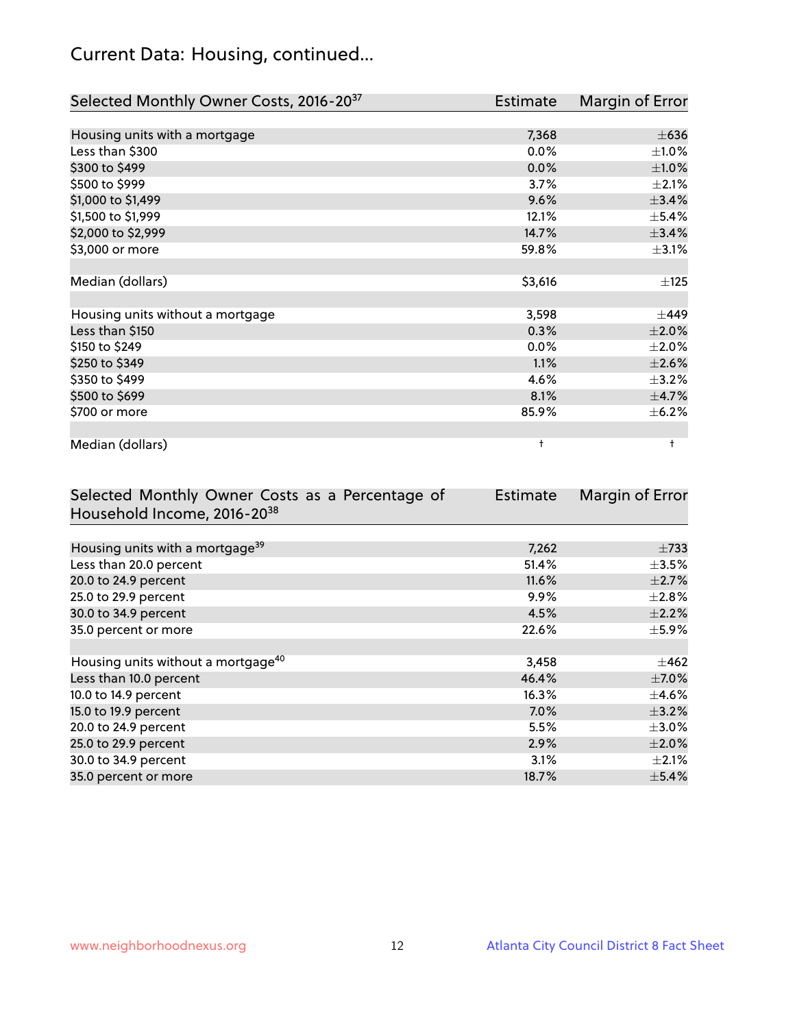## Current Data: Housing, continued...

| Selected Monthly Owner Costs, 2016-20[37] | Estimate | Margin of Error |
|---|---|---|
| Housing units with a mortgage | 7,368 | ±636 |
| Less than $300 | 0.0% | ±1.0% |
| $300 to $499 | 0.0% | ±1.0% |
| $500 to $999 | 3.7% | ±2.1% |
| $1,000 to $1,499 | 9.6% | ±3.4% |
| $1,500 to $1,999 | 12.1% | ±5.4% |
| $2,000 to $2,999 | 14.7% | ±3.4% |
| $3,000 or more | 59.8% | ±3.1% |
| | | |
| Median (dollars) | $3,616 | ±125 |
| | | |
| Housing units without a mortgage | 3,598 | ±449 |
| Less than $150 | 0.3% | ±2.0% |
| $150 to $249 | 0.0% | ±2.0% |
| $250 to $349 | 1.1% | ±2.6% |
| $350 to $499 | 4.6% | ±3.2% |
| $500 to $699 | 8.1% | ±4.7% |
| $700 or more | 85.9% | ±6.2% |
| | | |
| Median (dollars) | † | † |

| Selected Monthly Owner Costs as a Percentage of Household Income, 2016-20[38] | Estimate | Margin of Error |
|---|---|---|
| Housing units with a mortgage[39] | 7,262 | ±733 |
| Less than 20.0 percent | 51.4% | ±3.5% |
| 20.0 to 24.9 percent | 11.6% | ±2.7% |
| 25.0 to 29.9 percent | 9.9% | ±2.8% |
| 30.0 to 34.9 percent | 4.5% | ±2.2% |
| 35.0 percent or more | 22.6% | ±5.9% |
| | | |
| Housing units without a mortgage[40] | 3,458 | ±462 |
| Less than 10.0 percent | 46.4% | ±7.0% |
| 10.0 to 14.9 percent | 16.3% | ±4.6% |
| 15.0 to 19.9 percent | 7.0% | ±3.2% |
| 20.0 to 24.9 percent | 5.5% | ±3.0% |
| 25.0 to 29.9 percent | 2.9% | ±2.0% |
| 30.0 to 34.9 percent | 3.1% | ±2.1% |
| 35.0 percent or more | 18.7% | ±5.4% |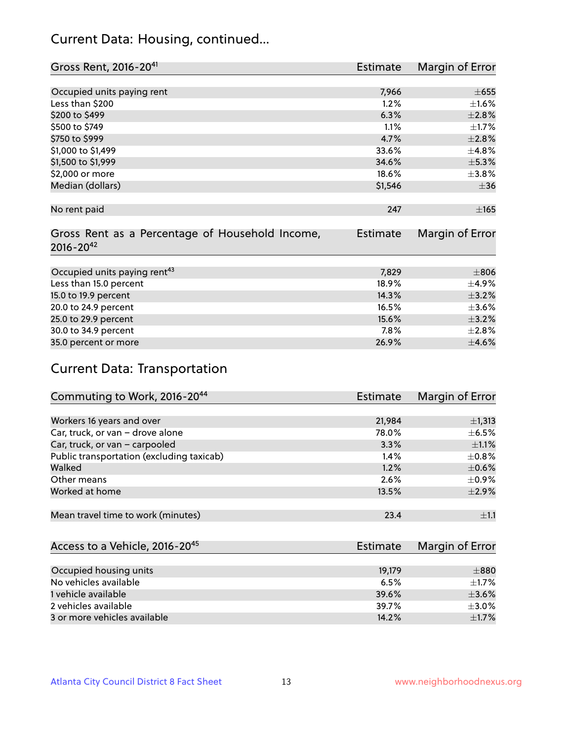## Current Data: Housing, continued...

| Gross Rent, 2016-20[41] | Estimate | Margin of Error |
|---|---|---|
| Occupied units paying rent | 7,966 | ±655 |
| Less than $200 | 1.2% | ±1.6% |
| $200 to $499 | 6.3% | ±2.8% |
| $500 to $749 | 1.1% | ±1.7% |
| $750 to $999 | 4.7% | ±2.8% |
| $1,000 to $1,499 | 33.6% | ±4.8% |
| $1,500 to $1,999 | 34.6% | ±5.3% |
| $2,000 or more | 18.6% | ±3.8% |
| Median (dollars) | $1,546 | ±36 |
| No rent paid | 247 | ±165 |

| Gross Rent as a Percentage of Household Income, 2016-20[42] | Estimate | Margin of Error |
|---|---|---|
| Occupied units paying rent[43] | 7,829 | ±806 |
| Less than 15.0 percent | 18.9% | ±4.9% |
| 15.0 to 19.9 percent | 14.3% | ±3.2% |
| 20.0 to 24.9 percent | 16.5% | ±3.6% |
| 25.0 to 29.9 percent | 15.6% | ±3.2% |
| 30.0 to 34.9 percent | 7.8% | ±2.8% |
| 35.0 percent or more | 26.9% | ±4.6% |

## Current Data: Transportation

| Commuting to Work, 2016-20[44] | Estimate | Margin of Error |
|---|---|---|
| Workers 16 years and over | 21,984 | ±1,313 |
| Car, truck, or van – drove alone | 78.0% | ±6.5% |
| Car, truck, or van – carpooled | 3.3% | ±1.1% |
| Public transportation (excluding taxicab) | 1.4% | ±0.8% |
| Walked | 1.2% | ±0.6% |
| Other means | 2.6% | ±0.9% |
| Worked at home | 13.5% | ±2.9% |
| Mean travel time to work (minutes) | 23.4 | ±1.1 |

| Access to a Vehicle, 2016-20[45] | Estimate | Margin of Error |
|---|---|---|
| Occupied housing units | 19,179 | ±880 |
| No vehicles available | 6.5% | ±1.7% |
| 1 vehicle available | 39.6% | ±3.6% |
| 2 vehicles available | 39.7% | ±3.0% |
| 3 or more vehicles available | 14.2% | ±1.7% |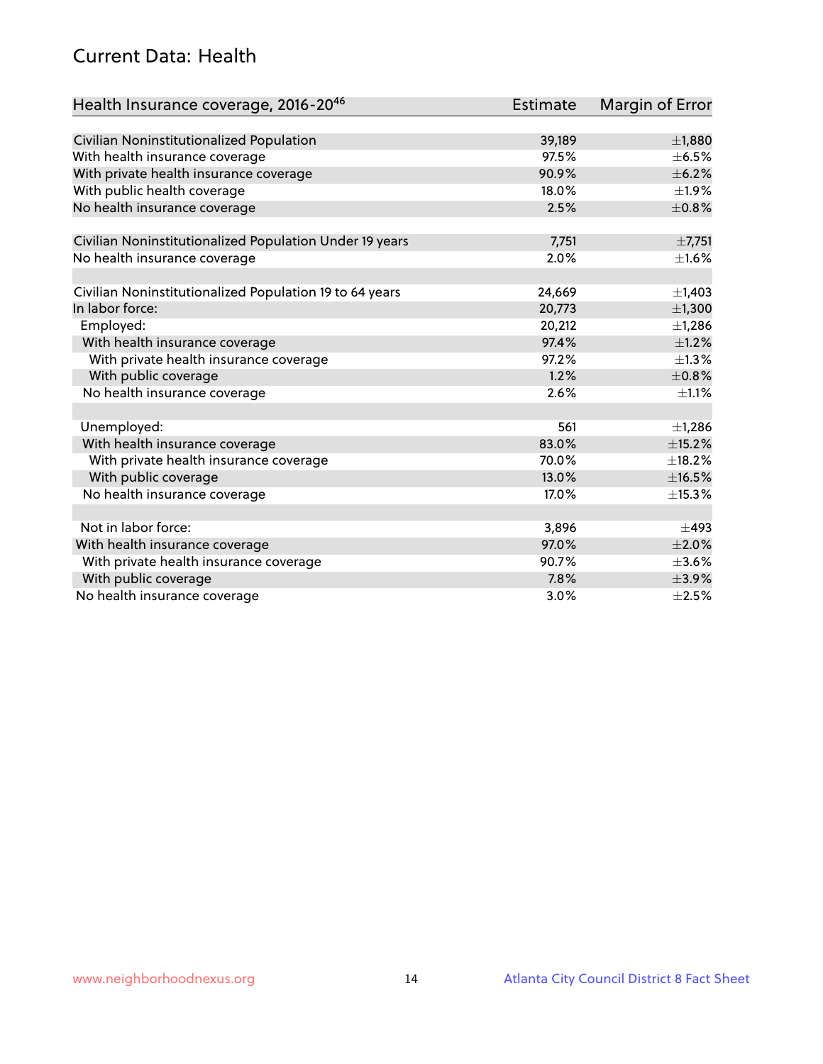## Current Data: Health

| Health Insurance coverage, 2016-20[46] | Estimate | Margin of Error |
|---|---|---|
| Civilian Noninstitutionalized Population | 39,189 | ±1,880 |
| With health insurance coverage | 97.5% | ±6.5% |
| With private health insurance coverage | 90.9% | ±6.2% |
| With public health coverage | 18.0% | ±1.9% |
| No health insurance coverage | 2.5% | ±0.8% |
| | | |
| Civilian Noninstitutionalized Population Under 19 years | 7,751 | ±7,751 |
| No health insurance coverage | 2.0% | ±1.6% |
| | | |
| Civilian Noninstitutionalized Population 19 to 64 years | 24,669 | ±1,403 |
| In labor force: | 20,773 | ±1,300 |
| Employed: | 20,212 | ±1,286 |
| With health insurance coverage | 97.4% | ±1.2% |
| With private health insurance coverage | 97.2% | ±1.3% |
| With public coverage | 1.2% | ±0.8% |
| No health insurance coverage | 2.6% | ±1.1% |
| | | |
| Unemployed: | 561 | ±1,286 |
| With health insurance coverage | 83.0% | ±15.2% |
| With private health insurance coverage | 70.0% | ±18.2% |
| With public coverage | 13.0% | ±16.5% |
| No health insurance coverage | 17.0% | ±15.3% |
| | | |
| Not in labor force: | 3,896 | ±493 |
| With health insurance coverage | 97.0% | ±2.0% |
| With private health insurance coverage | 90.7% | ±3.6% |
| With public coverage | 7.8% | ±3.9% |
| No health insurance coverage | 3.0% | ±2.5% |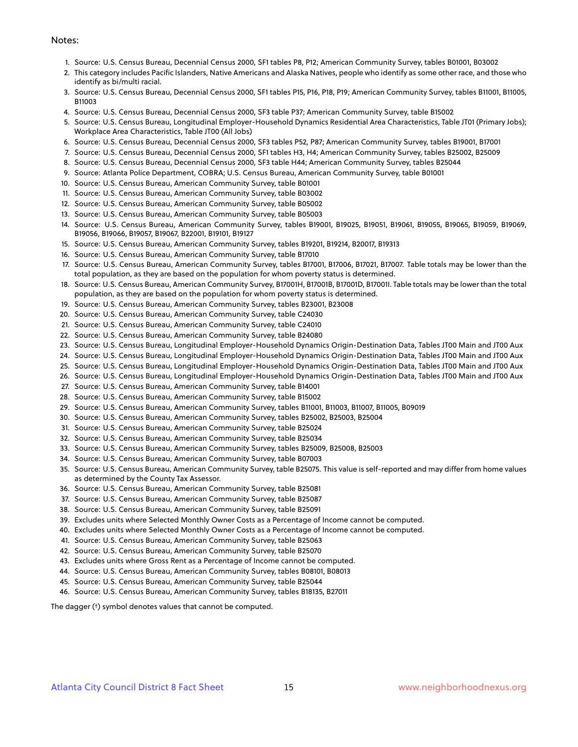Notes:

1. Source: U.S. Census Bureau, Decennial Census 2000, SF1 tables P8, P12; American Community Survey, tables B01001, B03002
2. This category includes Pacific Islanders, Native Americans and Alaska Natives, people who identify as some other race, and those who identify as bi/multi racial.
3. Source: U.S. Census Bureau, Decennial Census 2000, SF1 tables P15, P16, P18, P19; American Community Survey, tables B11001, B11005, B11003
4. Source: U.S. Census Bureau, Decennial Census 2000, SF3 table P37; American Community Survey, table B15002
5. Source: U.S. Census Bureau, Longitudinal Employer-Household Dynamics Residential Area Characteristics, Table JT01 (Primary Jobs); Workplace Area Characteristics, Table JT00 (All Jobs)
6. Source: U.S. Census Bureau, Decennial Census 2000, SF3 tables P52, P87; American Community Survey, tables B19001, B17001
7. Source: U.S. Census Bureau, Decennial Census 2000, SF1 tables H3, H4; American Community Survey, tables B25002, B25009
8. Source: U.S. Census Bureau, Decennial Census 2000, SF3 table H44; American Community Survey, tables B25044
9. Source: Atlanta Police Department, COBRA; U.S. Census Bureau, American Community Survey, table B01001
10. Source: U.S. Census Bureau, American Community Survey, table B01001
11. Source: U.S. Census Bureau, American Community Survey, table B03002
12. Source: U.S. Census Bureau, American Community Survey, table B05002
13. Source: U.S. Census Bureau, American Community Survey, table B05003
14. Source: U.S. Census Bureau, American Community Survey, tables B19001, B19025, B19051, B19061, B19055, B19065, B19059, B19069, B19056, B19066, B19057, B19067, B22001, B19101, B19127
15. Source: U.S. Census Bureau, American Community Survey, tables B19201, B19214, B20017, B19313
16. Source: U.S. Census Bureau, American Community Survey, table B17010
17. Source: U.S. Census Bureau, American Community Survey, tables B17001, B17006, B17021, B17007. Table totals may be lower than the total population, as they are based on the population for whom poverty status is determined.
18. Source: U.S. Census Bureau, American Community Survey, B17001H, B17001B, B17001D, B17001I. Table totals may be lower than the total population, as they are based on the population for whom poverty status is determined.
19. Source: U.S. Census Bureau, American Community Survey, tables B23001, B23008
20. Source: U.S. Census Bureau, American Community Survey, table C24030
21. Source: U.S. Census Bureau, American Community Survey, table C24010
22. Source: U.S. Census Bureau, American Community Survey, table B24080
23. Source: U.S. Census Bureau, Longitudinal Employer-Household Dynamics Origin-Destination Data, Tables JT00 Main and JT00 Aux
24. Source: U.S. Census Bureau, Longitudinal Employer-Household Dynamics Origin-Destination Data, Tables JT00 Main and JT00 Aux
25. Source: U.S. Census Bureau, Longitudinal Employer-Household Dynamics Origin-Destination Data, Tables JT00 Main and JT00 Aux
26. Source: U.S. Census Bureau, Longitudinal Employer-Household Dynamics Origin-Destination Data, Tables JT00 Main and JT00 Aux
27. Source: U.S. Census Bureau, American Community Survey, table B14001
28. Source: U.S. Census Bureau, American Community Survey, table B15002
29. Source: U.S. Census Bureau, American Community Survey, tables B11001, B11003, B11007, B11005, B09019
30. Source: U.S. Census Bureau, American Community Survey, tables B25002, B25003, B25004
31. Source: U.S. Census Bureau, American Community Survey, table B25024
32. Source: U.S. Census Bureau, American Community Survey, table B25034
33. Source: U.S. Census Bureau, American Community Survey, tables B25009, B25008, B25003
34. Source: U.S. Census Bureau, American Community Survey, table B07003
35. Source: U.S. Census Bureau, American Community Survey, table B25075. This value is self-reported and may differ from home values as determined by the County Tax Assessor.
36. Source: U.S. Census Bureau, American Community Survey, table B25081
37. Source: U.S. Census Bureau, American Community Survey, table B25087
38. Source: U.S. Census Bureau, American Community Survey, table B25091
39. Excludes units where Selected Monthly Owner Costs as a Percentage of Income cannot be computed.
40. Excludes units where Selected Monthly Owner Costs as a Percentage of Income cannot be computed.
41. Source: U.S. Census Bureau, American Community Survey, table B25063
42. Source: U.S. Census Bureau, American Community Survey, table B25070
43. Excludes units where Gross Rent as a Percentage of Income cannot be computed.
44. Source: U.S. Census Bureau, American Community Survey, tables B08101, B08013
45. Source: U.S. Census Bureau, American Community Survey, table B25044
46. Source: U.S. Census Bureau, American Community Survey, tables B18135, B27011

The dagger (†) symbol denotes values that cannot be computed.